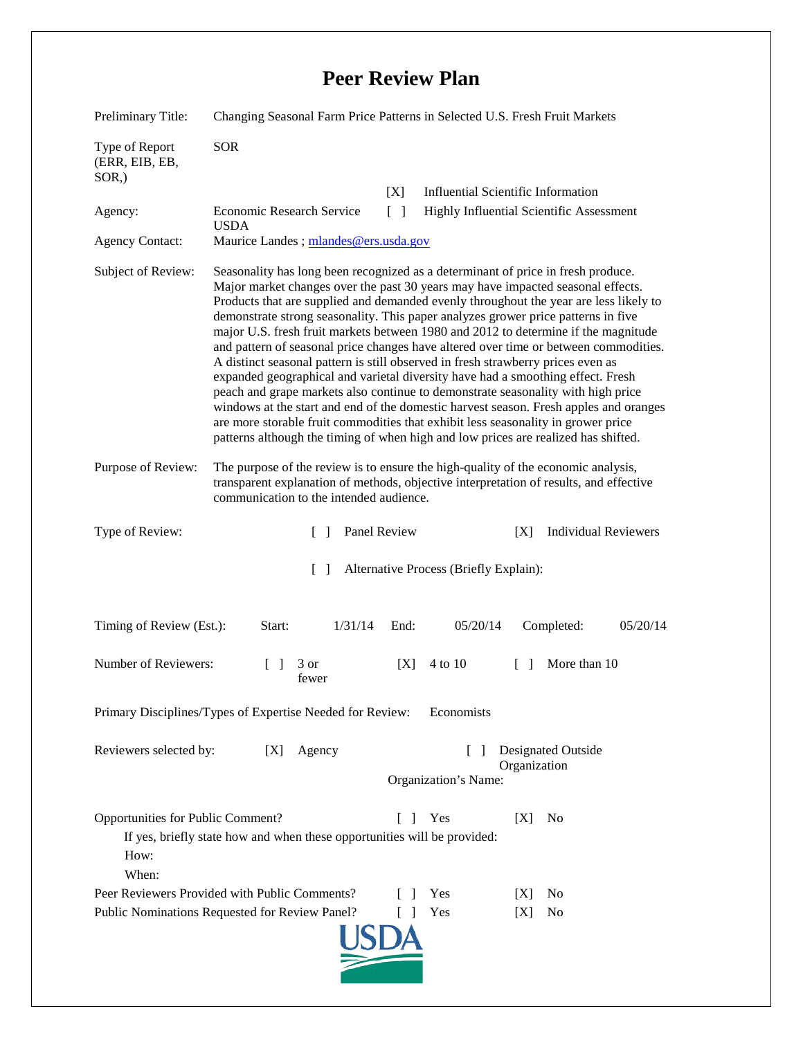# Peer Review Plan

| | |
|---|---|
| Preliminary Title: | Changing Seasonal Farm Price Patterns in Selected U.S. Fresh Fruit Markets |
| Type of Report (ERR, EIB, EB, SOR,) | SOR |
| | [X] Influential Scientific Information |
| Agency: | Economic Research Service USDA   [ ] Highly Influential Scientific Assessment |
| Agency Contact: | Maurice Landes ; mlandes@ers.usda.gov |
| Subject of Review: | Seasonality has long been recognized as a determinant of price in fresh produce. Major market changes over the past 30 years may have impacted seasonal effects. Products that are supplied and demanded evenly throughout the year are less likely to demonstrate strong seasonality. This paper analyzes grower price patterns in five major U.S. fresh fruit markets between 1980 and 2012 to determine if the magnitude and pattern of seasonal price changes have altered over time or between commodities. A distinct seasonal pattern is still observed in fresh strawberry prices even as expanded geographical and varietal diversity have had a smoothing effect. Fresh peach and grape markets also continue to demonstrate seasonality with high price windows at the start and end of the domestic harvest season. Fresh apples and oranges are more storable fruit commodities that exhibit less seasonality in grower price patterns although the timing of when high and low prices are realized has shifted. |
| Purpose of Review: | The purpose of the review is to ensure the high-quality of the economic analysis, transparent explanation of methods, objective interpretation of results, and effective communication to the intended audience. |

Type of Review: [ ] Panel Review [X] Individual Reviewers

[ ] Alternative Process (Briefly Explain):

Timing of Review (Est.): Start: 1/31/14 End: 05/20/14 Completed: 05/20/14

Number of Reviewers: [ ] 3 or fewer [X] 4 to 10 [ ] More than 10

Primary Disciplines/Types of Expertise Needed for Review: Economists

Reviewers selected by: [X] Agency [ ] Designated Outside Organization

Organization's Name:

Opportunities for Public Comment? [ ] Yes [X] No

If yes, briefly state how and when these opportunities will be provided:

How:

When:

Peer Reviewers Provided with Public Comments? [ ] Yes [X] No

Public Nominations Requested for Review Panel? [ ] Yes [X] No